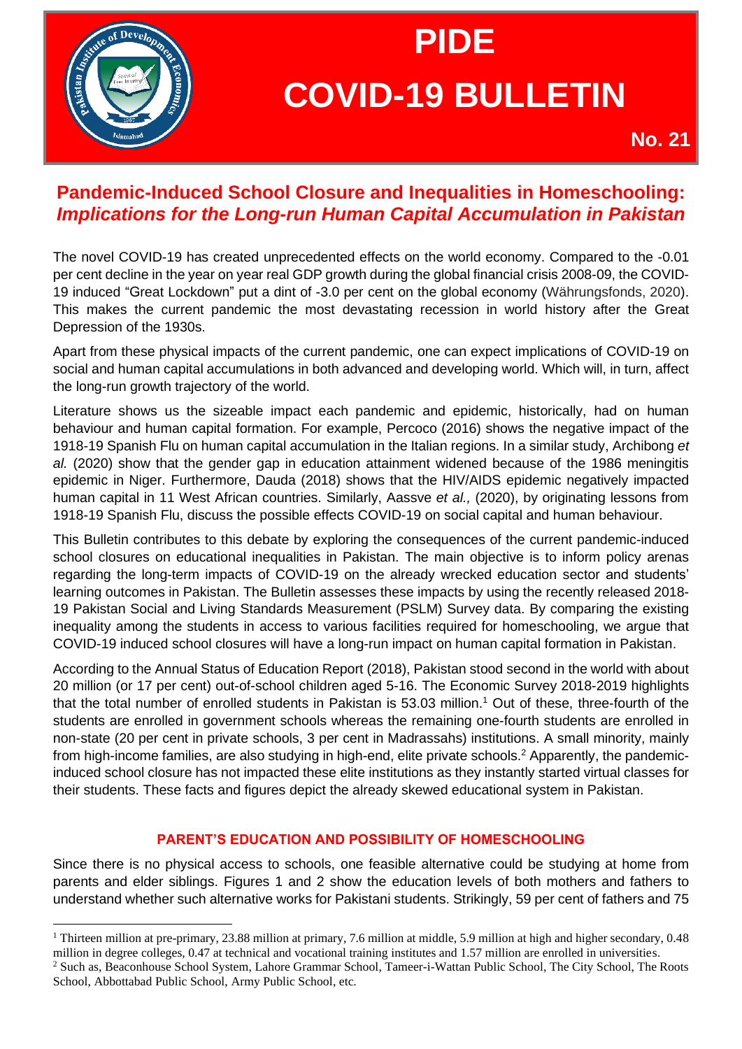# PIDE COVID-19 BULLETIN

**No. 21**

## Pandemic-Induced School Closure and Inequalities in Homeschooling: *Implications for the Long-run Human Capital Accumulation in Pakistan*

The novel COVID-19 has created unprecedented effects on the world economy. Compared to the -0.01 per cent decline in the year on year real GDP growth during the global financial crisis 2008-09, the COVID-19 induced "Great Lockdown" put a dint of -3.0 per cent on the global economy (Währungsfonds, 2020). This makes the current pandemic the most devastating recession in world history after the Great Depression of the 1930s.

Apart from these physical impacts of the current pandemic, one can expect implications of COVID-19 on social and human capital accumulations in both advanced and developing world. Which will, in turn, affect the long-run growth trajectory of the world.

Literature shows us the sizeable impact each pandemic and epidemic, historically, had on human behaviour and human capital formation. For example, Percoco (2016) shows the negative impact of the 1918-19 Spanish Flu on human capital accumulation in the Italian regions. In a similar study, Archibong *et al.* (2020) show that the gender gap in education attainment widened because of the 1986 meningitis epidemic in Niger. Furthermore, Dauda (2018) shows that the HIV/AIDS epidemic negatively impacted human capital in 11 West African countries. Similarly, Aassve *et al.,* (2020), by originating lessons from 1918-19 Spanish Flu, discuss the possible effects COVID-19 on social capital and human behaviour.

This Bulletin contributes to this debate by exploring the consequences of the current pandemic-induced school closures on educational inequalities in Pakistan. The main objective is to inform policy arenas regarding the long-term impacts of COVID-19 on the already wrecked education sector and students' learning outcomes in Pakistan. The Bulletin assesses these impacts by using the recently released 2018-19 Pakistan Social and Living Standards Measurement (PSLM) Survey data. By comparing the existing inequality among the students in access to various facilities required for homeschooling, we argue that COVID-19 induced school closures will have a long-run impact on human capital formation in Pakistan.

According to the Annual Status of Education Report (2018), Pakistan stood second in the world with about 20 million (or 17 per cent) out-of-school children aged 5-16. The Economic Survey 2018-2019 highlights that the total number of enrolled students in Pakistan is 53.03 million.[1] Out of these, three-fourth of the students are enrolled in government schools whereas the remaining one-fourth students are enrolled in non-state (20 per cent in private schools, 3 per cent in Madrassahs) institutions. A small minority, mainly from high-income families, are also studying in high-end, elite private schools.[2] Apparently, the pandemic-induced school closure has not impacted these elite institutions as they instantly started virtual classes for their students. These facts and figures depict the already skewed educational system in Pakistan.

### PARENT'S EDUCATION AND POSSIBILITY OF HOMESCHOOLING

Since there is no physical access to schools, one feasible alternative could be studying at home from parents and elder siblings. Figures 1 and 2 show the education levels of both mothers and fathers to understand whether such alternative works for Pakistani students. Strikingly, 59 per cent of fathers and 75

---

[1] Thirteen million at pre-primary, 23.88 million at primary, 7.6 million at middle, 5.9 million at high and higher secondary, 0.48 million in degree colleges, 0.47 at technical and vocational training institutes and 1.57 million are enrolled in universities.

[2] Such as, Beaconhouse School System, Lahore Grammar School, Tameer-i-Wattan Public School, The City School, The Roots School, Abbottabad Public School, Army Public School, etc.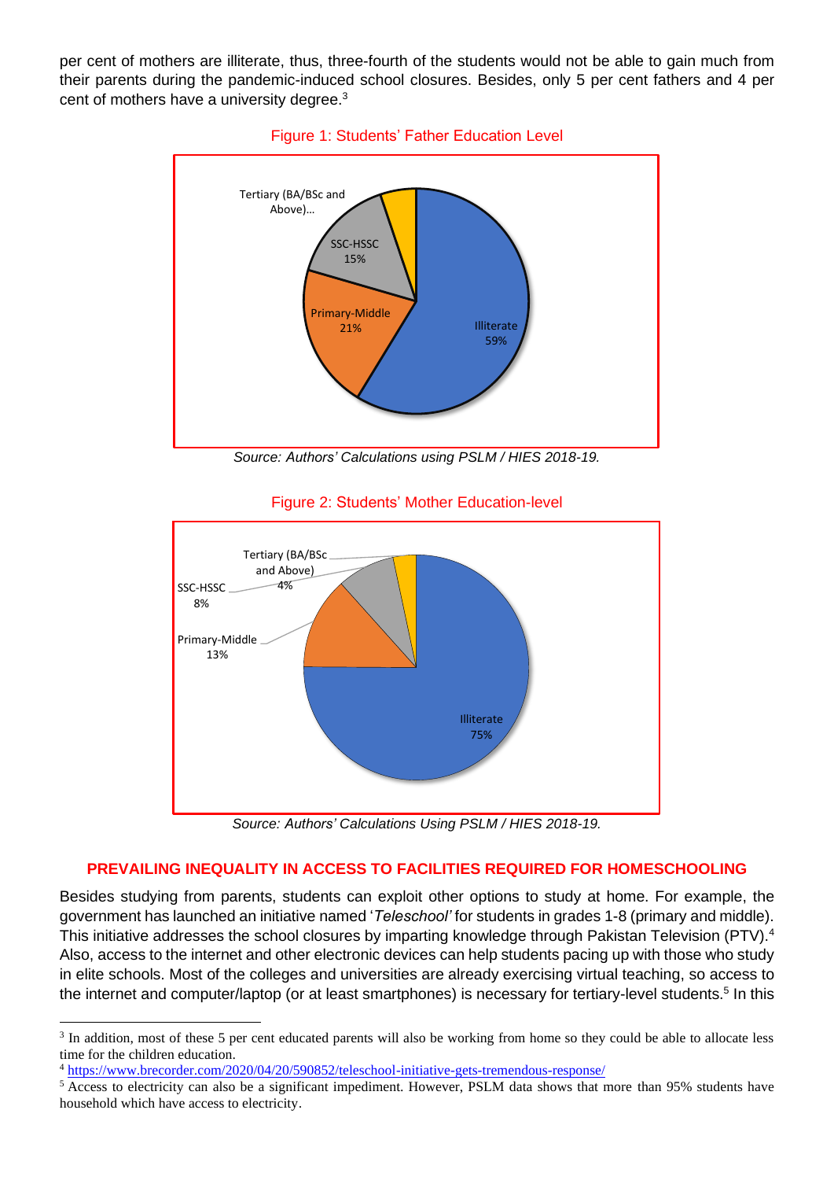per cent of mothers are illiterate, thus, three-fourth of the students would not be able to gain much from their parents during the pandemic-induced school closures. Besides, only 5 per cent fathers and 4 per cent of mothers have a university degree.[3]

Figure 1: Students' Father Education Level

Tertiary (BA/BSc and Above)...
SSC-HSSC 15%
Primary-Middle 21%
Illiterate 59%

*Source: Authors' Calculations using PSLM / HIES 2018-19.*

Figure 2: Students' Mother Education-level

Tertiary (BA/BSc and Above) 4%
SSC-HSSC 8%
Primary-Middle 13%
Illiterate 75%

*Source: Authors' Calculations Using PSLM / HIES 2018-19.*

## PREVAILING INEQUALITY IN ACCESS TO FACILITIES REQUIRED FOR HOMESCHOOLING

Besides studying from parents, students can exploit other options to study at home. For example, the government has launched an initiative named '*Teleschool'* for students in grades 1-8 (primary and middle). This initiative addresses the school closures by imparting knowledge through Pakistan Television (PTV).[4] Also, access to the internet and other electronic devices can help students pacing up with those who study in elite schools. Most of the colleges and universities are already exercising virtual teaching, so access to the internet and computer/laptop (or at least smartphones) is necessary for tertiary-level students.[5] In this

---

[3] In addition, most of these 5 per cent educated parents will also be working from home so they could be able to allocate less time for the children education.

[4] https://www.brecorder.com/2020/04/20/590852/teleschool-initiative-gets-tremendous-response/

[5] Access to electricity can also be a significant impediment. However, PSLM data shows that more than 95% students have household which have access to electricity.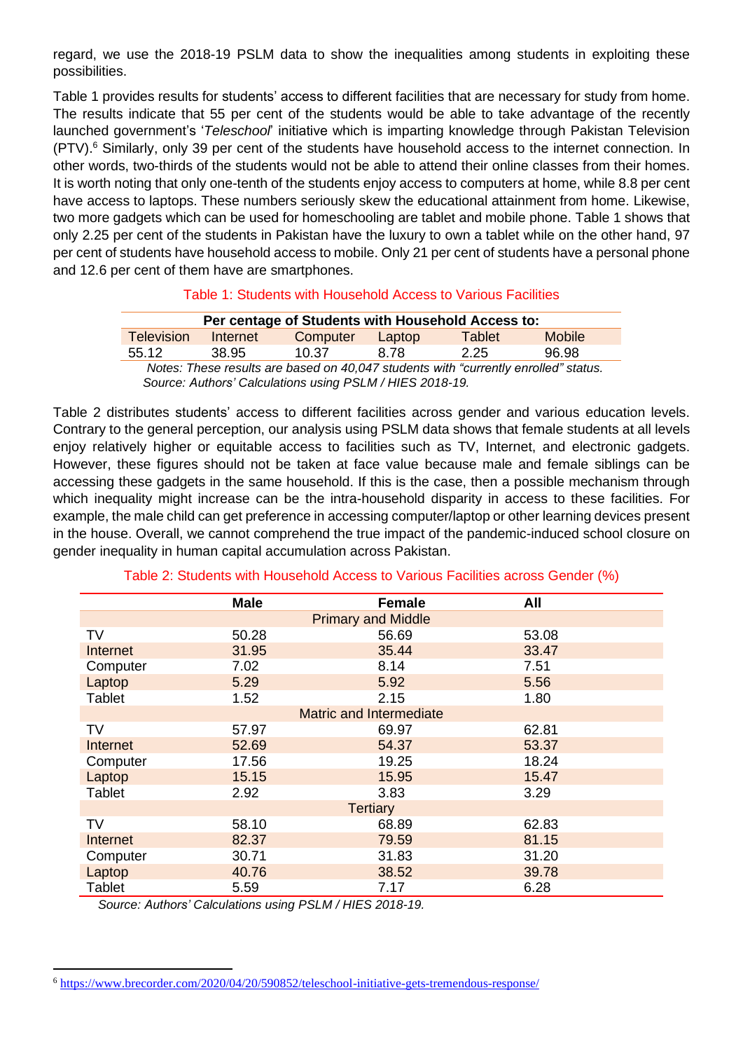regard, we use the 2018-19 PSLM data to show the inequalities among students in exploiting these possibilities.

Table 1 provides results for students' access to different facilities that are necessary for study from home. The results indicate that 55 per cent of the students would be able to take advantage of the recently launched government's '*Teleschool*' initiative which is imparting knowledge through Pakistan Television (PTV).[6] Similarly, only 39 per cent of the students have household access to the internet connection. In other words, two-thirds of the students would not be able to attend their online classes from their homes. It is worth noting that only one-tenth of the students enjoy access to computers at home, while 8.8 per cent have access to laptops. These numbers seriously skew the educational attainment from home. Likewise, two more gadgets which can be used for homeschooling are tablet and mobile phone. Table 1 shows that only 2.25 per cent of the students in Pakistan have the luxury to own a tablet while on the other hand, 97 per cent of students have household access to mobile. Only 21 per cent of students have a personal phone and 12.6 per cent of them have are smartphones.

Table 1: Students with Household Access to Various Facilities

| **Per centage of Students with Household Access to:** | | | | | |
|---|---|---|---|---|---|
| Television | Internet | Computer | Laptop | Tablet | Mobile |
| 55.12 | 38.95 | 10.37 | 8.78 | 2.25 | 96.98 |

*Notes: These results are based on 40,047 students with "currently enrolled" status.*
*Source: Authors' Calculations using PSLM / HIES 2018-19.*

Table 2 distributes students' access to different facilities across gender and various education levels. Contrary to the general perception, our analysis using PSLM data shows that female students at all levels enjoy relatively higher or equitable access to facilities such as TV, Internet, and electronic gadgets. However, these figures should not be taken at face value because male and female siblings can be accessing these gadgets in the same household. If this is the case, then a possible mechanism through which inequality might increase can be the intra-household disparity in access to these facilities. For example, the male child can get preference in accessing computer/laptop or other learning devices present in the house. Overall, we cannot comprehend the true impact of the pandemic-induced school closure on gender inequality in human capital accumulation across Pakistan.

Table 2: Students with Household Access to Various Facilities across Gender (%)

| | **Male** | **Female** | **All** |
|---|---|---|---|
| | Primary and Middle | | |
| TV | 50.28 | 56.69 | 53.08 |
| Internet | 31.95 | 35.44 | 33.47 |
| Computer | 7.02 | 8.14 | 7.51 |
| Laptop | 5.29 | 5.92 | 5.56 |
| Tablet | 1.52 | 2.15 | 1.80 |
| | Matric and Intermediate | | |
| TV | 57.97 | 69.97 | 62.81 |
| Internet | 52.69 | 54.37 | 53.37 |
| Computer | 17.56 | 19.25 | 18.24 |
| Laptop | 15.15 | 15.95 | 15.47 |
| Tablet | 2.92 | 3.83 | 3.29 |
| | Tertiary | | |
| TV | 58.10 | 68.89 | 62.83 |
| Internet | 82.37 | 79.59 | 81.15 |
| Computer | 30.71 | 31.83 | 31.20 |
| Laptop | 40.76 | 38.52 | 39.78 |
| Tablet | 5.59 | 7.17 | 6.28 |

*Source: Authors' Calculations using PSLM / HIES 2018-19.*

[6] https://www.brecorder.com/2020/04/20/590852/teleschool-initiative-gets-tremendous-response/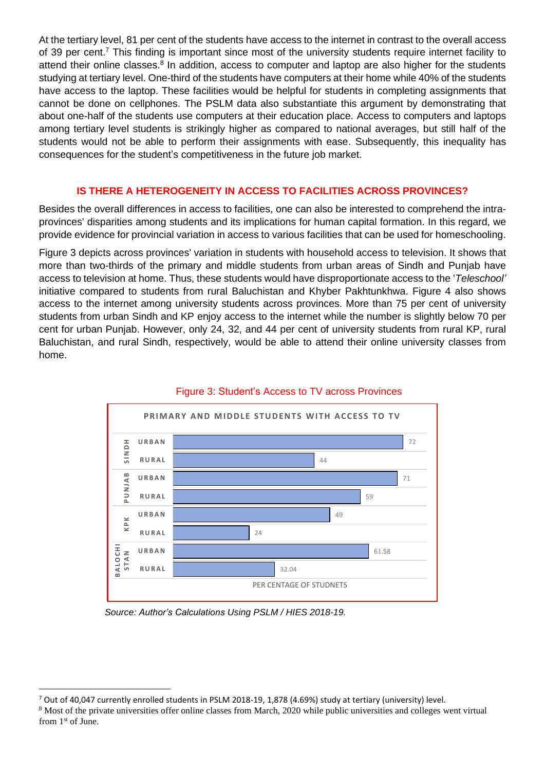At the tertiary level, 81 per cent of the students have access to the internet in contrast to the overall access of 39 per cent.[7] This finding is important since most of the university students require internet facility to attend their online classes.[8] In addition, access to computer and laptop are also higher for the students studying at tertiary level. One-third of the students have computers at their home while 40% of the students have access to the laptop. These facilities would be helpful for students in completing assignments that cannot be done on cellphones. The PSLM data also substantiate this argument by demonstrating that about one-half of the students use computers at their education place. Access to computers and laptops among tertiary level students is strikingly higher as compared to national averages, but still half of the students would not be able to perform their assignments with ease. Subsequently, this inequality has consequences for the student's competitiveness in the future job market.

## IS THERE A HETEROGENEITY IN ACCESS TO FACILITIES ACROSS PROVINCES?

Besides the overall differences in access to facilities, one can also be interested to comprehend the intra-provinces' disparities among students and its implications for human capital formation. In this regard, we provide evidence for provincial variation in access to various facilities that can be used for homeschooling.

Figure 3 depicts across provinces' variation in students with household access to television. It shows that more than two-thirds of the primary and middle students from urban areas of Sindh and Punjab have access to television at home. Thus, these students would have disproportionate access to the '*Teleschool'* initiative compared to students from rural Baluchistan and Khyber Pakhtunkhwa. Figure 4 also shows access to the internet among university students across provinces. More than 75 per cent of university students from urban Sindh and KP enjoy access to the internet while the number is slightly below 70 per cent for urban Punjab. However, only 24, 32, and 44 per cent of university students from rural KP, rural Baluchistan, and rural Sindh, respectively, would be able to attend their online university classes from home.

Figure 3: Student's Access to TV across Provinces

PRIMARY AND MIDDLE STUDENTS WITH ACCESS TO TV

| Province | Area | Per centage of studnets |
|---|---|---|
| SINDH | URBAN | 72 |
| | RURAL | 44 |
| PUNJAB | URBAN | 71 |
| | RURAL | 59 |
| KPK | URBAN | 49 |
| | RURAL | 24 |
| BALOCHISTAN | URBAN | 61.58 |
| | RURAL | 32.04 |

*Source: Author's Calculations Using PSLM / HIES 2018-19.*

---

[7] Out of 40,047 currently enrolled students in PSLM 2018-19, 1,878 (4.69%) study at tertiary (university) level.

[8] Most of the private universities offer online classes from March, 2020 while public universities and colleges went virtual from 1st of June.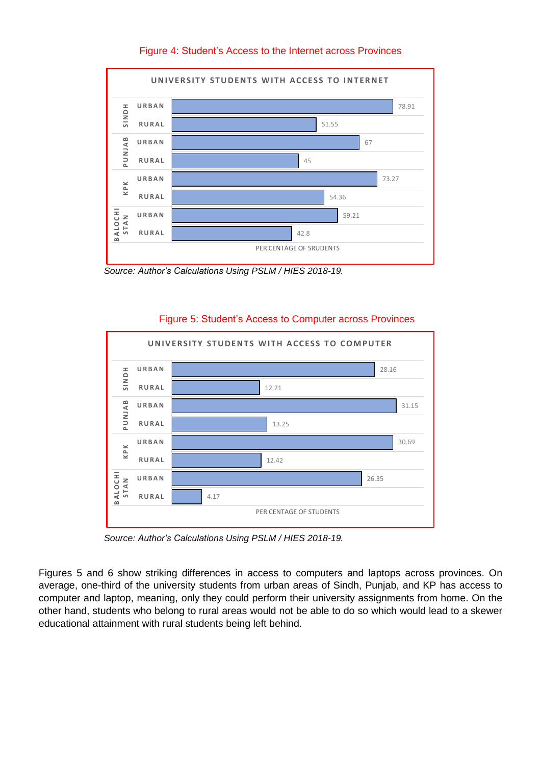Figure 4: Student's Access to the Internet across Provinces

**UNIVERSITY STUDENTS WITH ACCESS TO INTERNET**

| Province | Area | Percentage of Students |
|---|---|---|
| SINDH | URBAN | 78.91 |
| SINDH | RURAL | 51.55 |
| PUNJAB | URBAN | 67 |
| PUNJAB | RURAL | 45 |
| KPK | URBAN | 73.27 |
| KPK | RURAL | 54.36 |
| BALOCHISTAN | URBAN | 59.21 |
| BALOCHISTAN | RURAL | 42.8 |

PER CENTAGE OF SRUDENTS

*Source: Author's Calculations Using PSLM / HIES 2018-19.*

Figure 5: Student's Access to Computer across Provinces

**UNIVERSITY STUDENTS WITH ACCESS TO COMPUTER**

| Province | Area | Percentage of Students |
|---|---|---|
| SINDH | URBAN | 28.16 |
| SINDH | RURAL | 12.21 |
| PUNJAB | URBAN | 31.15 |
| PUNJAB | RURAL | 13.25 |
| KPK | URBAN | 30.69 |
| KPK | RURAL | 12.42 |
| BALOCHISTAN | URBAN | 26.35 |
| BALOCHISTAN | RURAL | 4.17 |

PER CENTAGE OF STUDENTS

*Source: Author's Calculations Using PSLM / HIES 2018-19.*

Figures 5 and 6 show striking differences in access to computers and laptops across provinces. On average, one-third of the university students from urban areas of Sindh, Punjab, and KP has access to computer and laptop, meaning, only they could perform their university assignments from home. On the other hand, students who belong to rural areas would not be able to do so which would lead to a skewer educational attainment with rural students being left behind.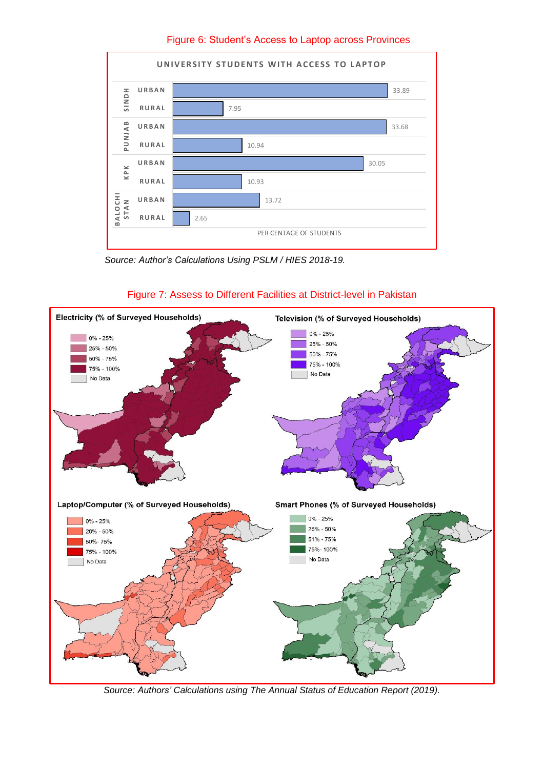Figure 6: Student's Access to Laptop across Provinces

**UNIVERSITY STUDENTS WITH ACCESS TO LAPTOP**

| Province | Area | Percentage of Students |
|---|---|---|
| SINDH | URBAN | 33.89 |
| | RURAL | 7.95 |
| PUNJAB | URBAN | 33.68 |
| | RURAL | 10.94 |
| KPK | URBAN | 30.05 |
| | RURAL | 10.93 |
| BALOCHISTAN | URBAN | 13.72 |
| | RURAL | 2.65 |

PER CENTAGE OF STUDENTS

*Source: Author's Calculations Using PSLM / HIES 2018-19.*

Figure 7: Assess to Different Facilities at District-level in Pakistan

*Source: Authors' Calculations using The Annual Status of Education Report (2019).*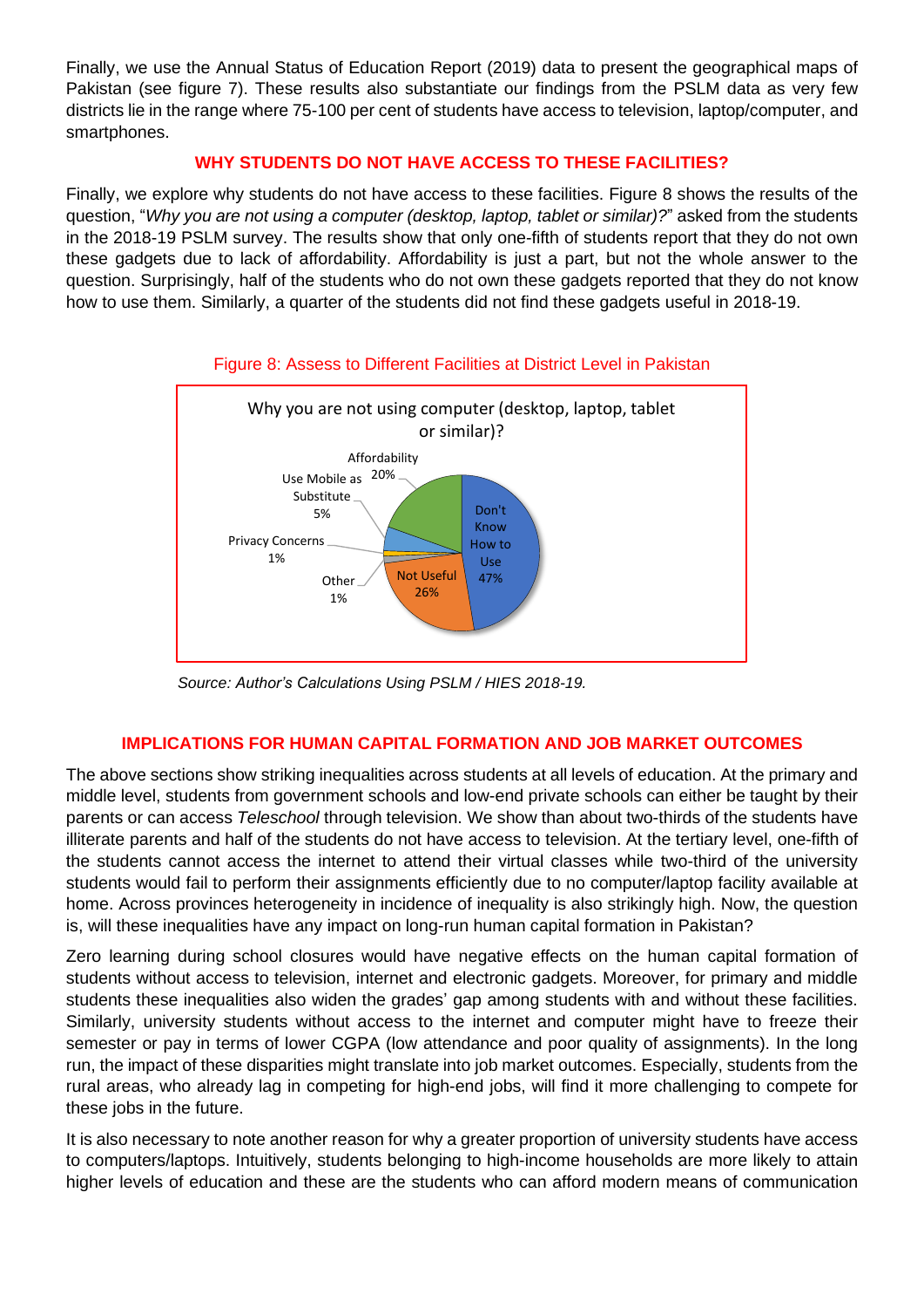Finally, we use the Annual Status of Education Report (2019) data to present the geographical maps of Pakistan (see figure 7). These results also substantiate our findings from the PSLM data as very few districts lie in the range where 75-100 per cent of students have access to television, laptop/computer, and smartphones.

## WHY STUDENTS DO NOT HAVE ACCESS TO THESE FACILITIES?

Finally, we explore why students do not have access to these facilities. Figure 8 shows the results of the question, "*Why you are not using a computer (desktop, laptop, tablet or similar)?*" asked from the students in the 2018-19 PSLM survey. The results show that only one-fifth of students report that they do not own these gadgets due to lack of affordability. Affordability is just a part, but not the whole answer to the question. Surprisingly, half of the students who do not own these gadgets reported that they do not know how to use them. Similarly, a quarter of the students did not find these gadgets useful in 2018-19.

Figure 8: Assess to Different Facilities at District Level in Pakistan

Why you are not using computer (desktop, laptop, tablet or similar)?

| Reason | Share |
|---|---|
| Don't Know How to Use | 47% |
| Not Useful | 26% |
| Affordability | 20% |
| Use Mobile as Substitute | 5% |
| Privacy Concerns | 1% |
| Other | 1% |

*Source: Author's Calculations Using PSLM / HIES 2018-19.*

## IMPLICATIONS FOR HUMAN CAPITAL FORMATION AND JOB MARKET OUTCOMES

The above sections show striking inequalities across students at all levels of education. At the primary and middle level, students from government schools and low-end private schools can either be taught by their parents or can access *Teleschool* through television. We show than about two-thirds of the students have illiterate parents and half of the students do not have access to television. At the tertiary level, one-fifth of the students cannot access the internet to attend their virtual classes while two-third of the university students would fail to perform their assignments efficiently due to no computer/laptop facility available at home. Across provinces heterogeneity in incidence of inequality is also strikingly high. Now, the question is, will these inequalities have any impact on long-run human capital formation in Pakistan?

Zero learning during school closures would have negative effects on the human capital formation of students without access to television, internet and electronic gadgets. Moreover, for primary and middle students these inequalities also widen the grades' gap among students with and without these facilities. Similarly, university students without access to the internet and computer might have to freeze their semester or pay in terms of lower CGPA (low attendance and poor quality of assignments). In the long run, the impact of these disparities might translate into job market outcomes. Especially, students from the rural areas, who already lag in competing for high-end jobs, will find it more challenging to compete for these jobs in the future.

It is also necessary to note another reason for why a greater proportion of university students have access to computers/laptops. Intuitively, students belonging to high-income households are more likely to attain higher levels of education and these are the students who can afford modern means of communication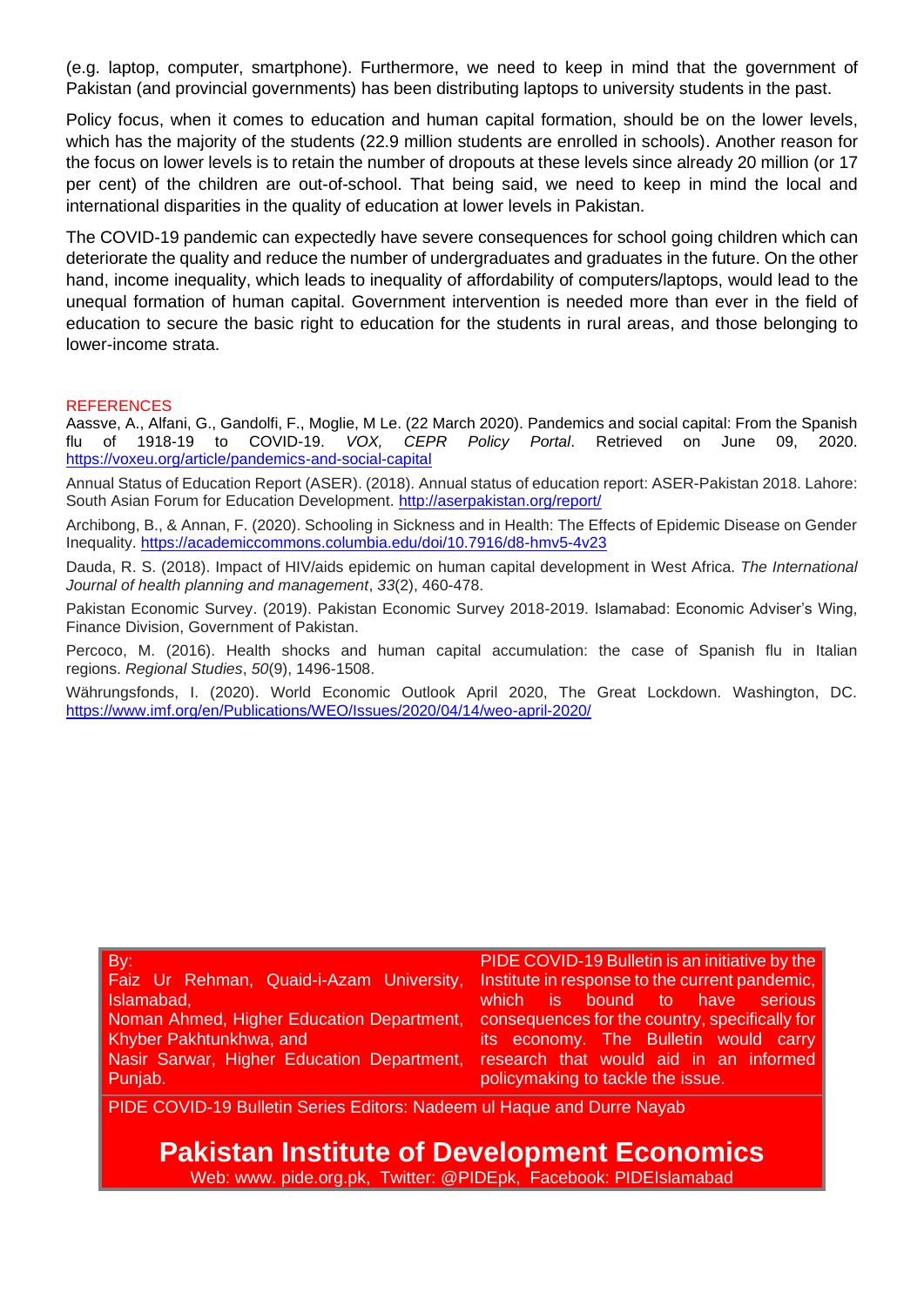(e.g. laptop, computer, smartphone). Furthermore, we need to keep in mind that the government of Pakistan (and provincial governments) has been distributing laptops to university students in the past.

Policy focus, when it comes to education and human capital formation, should be on the lower levels, which has the majority of the students (22.9 million students are enrolled in schools). Another reason for the focus on lower levels is to retain the number of dropouts at these levels since already 20 million (or 17 per cent) of the children are out-of-school. That being said, we need to keep in mind the local and international disparities in the quality of education at lower levels in Pakistan.

The COVID-19 pandemic can expectedly have severe consequences for school going children which can deteriorate the quality and reduce the number of undergraduates and graduates in the future. On the other hand, income inequality, which leads to inequality of affordability of computers/laptops, would lead to the unequal formation of human capital. Government intervention is needed more than ever in the field of education to secure the basic right to education for the students in rural areas, and those belonging to lower-income strata.

## REFERENCES

Aassve, A., Alfani, G., Gandolfi, F., Moglie, M Le. (22 March 2020). Pandemics and social capital: From the Spanish flu of 1918-19 to COVID-19. *VOX, CEPR Policy Portal*. Retrieved on June 09, 2020. https://voxeu.org/article/pandemics-and-social-capital

Annual Status of Education Report (ASER). (2018). Annual status of education report: ASER-Pakistan 2018. Lahore: South Asian Forum for Education Development. http://aserpakistan.org/report/

Archibong, B., & Annan, F. (2020). Schooling in Sickness and in Health: The Effects of Epidemic Disease on Gender Inequality. https://academiccommons.columbia.edu/doi/10.7916/d8-hmv5-4v23

Dauda, R. S. (2018). Impact of HIV/aids epidemic on human capital development in West Africa. *The International Journal of health planning and management*, *33*(2), 460-478.

Pakistan Economic Survey. (2019). Pakistan Economic Survey 2018-2019. Islamabad: Economic Adviser's Wing, Finance Division, Government of Pakistan.

Percoco, M. (2016). Health shocks and human capital accumulation: the case of Spanish flu in Italian regions. *Regional Studies*, *50*(9), 1496-1508.

Währungsfonds, I. (2020). World Economic Outlook April 2020, The Great Lockdown. Washington, DC. https://www.imf.org/en/Publications/WEO/Issues/2020/04/14/weo-april-2020/

By:
Faiz Ur Rehman, Quaid-i-Azam University, Islamabad,
Noman Ahmed, Higher Education Department, Khyber Pakhtunkhwa, and
Nasir Sarwar, Higher Education Department, Punjab.

PIDE COVID-19 Bulletin is an initiative by the Institute in response to the current pandemic, which is bound to have serious consequences for the country, specifically for its economy. The Bulletin would carry research that would aid in an informed policymaking to tackle the issue.

PIDE COVID-19 Bulletin Series Editors: Nadeem ul Haque and Durre Nayab

**Pakistan Institute of Development Economics**

Web: www. pide.org.pk, Twitter: @PIDEpk, Facebook: PIDEIslamabad